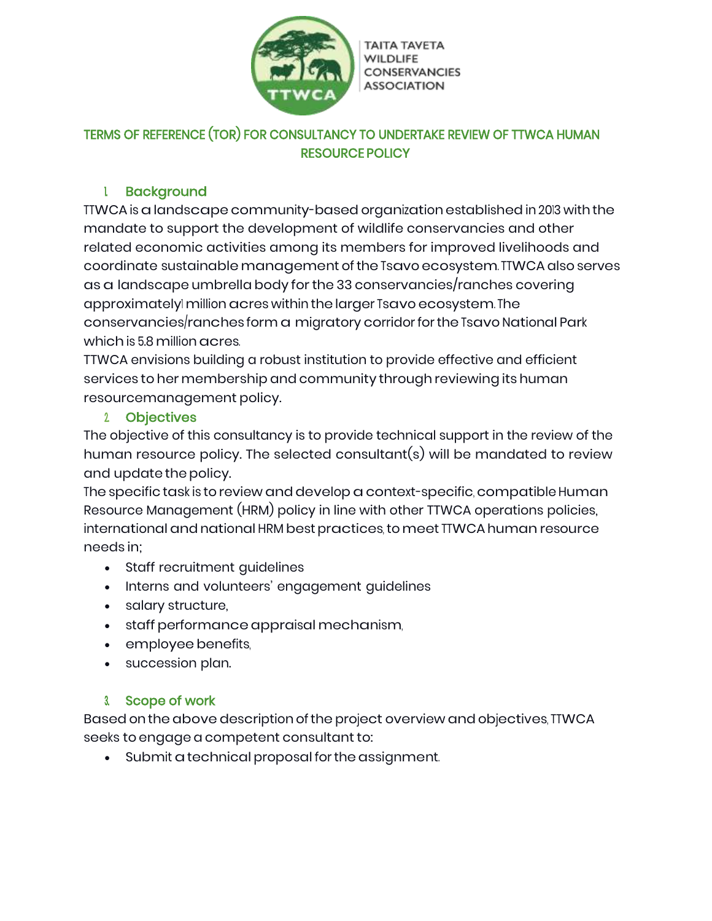TAITA TAVETA WILDLIFE CONSERVANCIES ASSOCIATION

# TERMS OF REFERENCE (TOR) FOR CONSULTANCY TO UNDERTAKE REVIEW OF TTWCA HUMAN RESOURCE POLICY

## 1. Background

TTWCA is a landscape community-based organization established in 2013 with the mandate to support the development of wildlife conservancies and other related economic activities among its members for improved livelihoods and coordinate sustainable management of the Tsavo ecosystem. TTWCA also serves as a landscape umbrella body for the 33 conservancies/ranches covering approximately1 million acres within the larger Tsavo ecosystem. The conservancies/ranches form a migratory corridor for the Tsavo National Park which is 5.8 million acres.

TTWCA envisions building a robust institution to provide effective and efficient services to her membership and community through reviewing its human resourcemanagement policy.

## 2. Objectives

The objective of this consultancy is to provide technical support in the review of the human resource policy. The selected consultant(s) will be mandated to review and update the policy.

The specific task is to review and develop a context-specific, compatible Human Resource Management (HRM) policy in line with other TTWCA operations policies, international and national HRM best practices, to meet TTWCA human resource needs in;

- Staff recruitment guidelines
- Interns and volunteers' engagement guidelines
- salary structure,
- staff performance appraisal mechanism,
- employee benefits,
- succession plan.

## 3. Scope of work

Based on the above description of the project overview and objectives, TTWCA seeks to engage a competent consultant to:

- Submit a technical proposal for the assignment.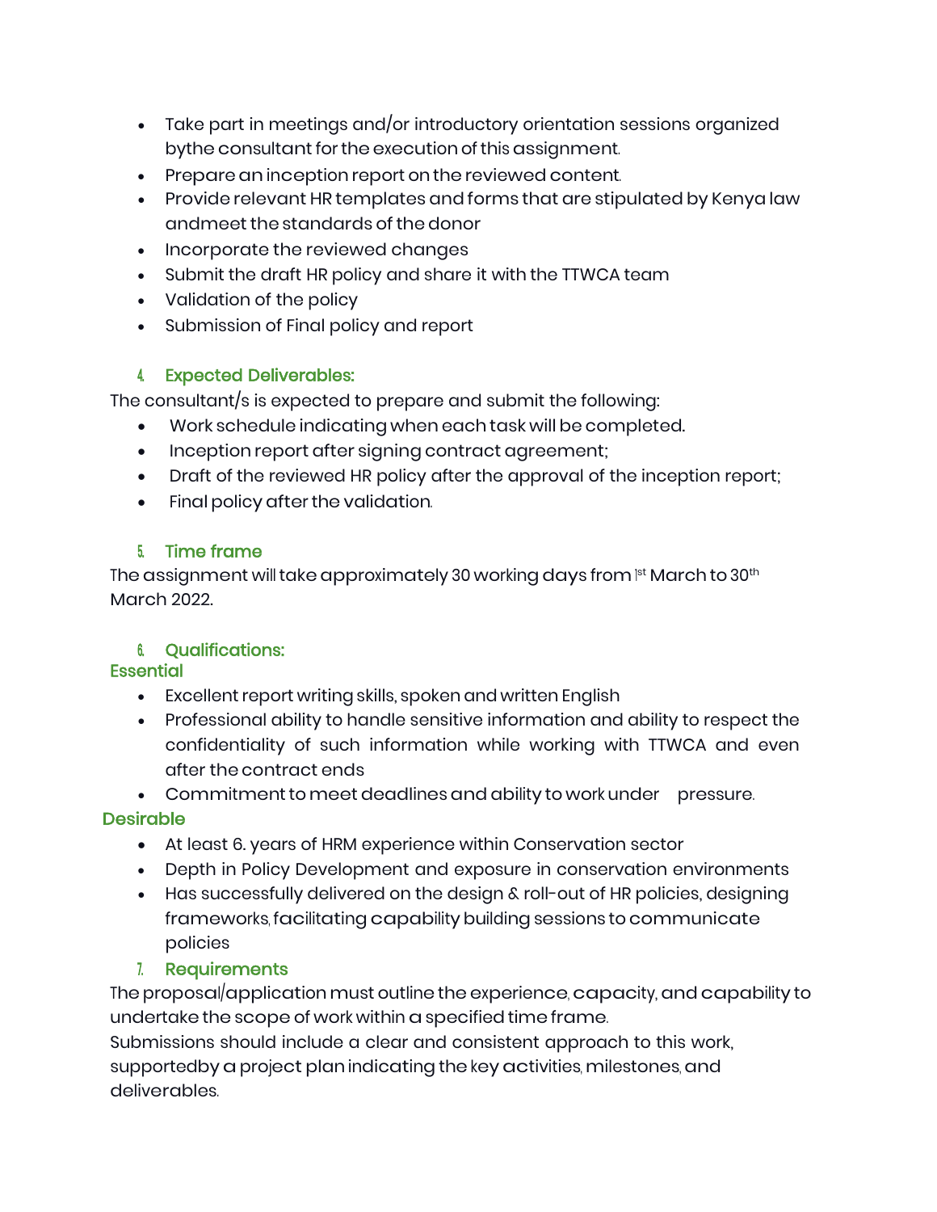- Take part in meetings and/or introductory orientation sessions organized bythe consultant for the execution of this assignment.
- Prepare an inception report on the reviewed content.
- Provide relevant HR templates and forms that are stipulated by Kenya law andmeet the standards of the donor
- Incorporate the reviewed changes
- Submit the draft HR policy and share it with the TTWCA team
- Validation of the policy
- Submission of Final policy and report

## 4. Expected Deliverables:

The consultant/s is expected to prepare and submit the following:

- Work schedule indicating when each task will be completed.
- Inception report after signing contract agreement;
- Draft of the reviewed HR policy after the approval of the inception report;
- Final policy after the validation.

## 5. Time frame

The assignment will take approximately 30 working days from 1st March to 30th March 2022.

## 6. Qualifications:

### Essential

- Excellent report writing skills, spoken and written English
- Professional ability to handle sensitive information and ability to respect the confidentiality of such information while working with TTWCA and even after the contract ends
- Commitment to meet deadlines and ability to work under pressure.

### Desirable

- At least 6. years of HRM experience within Conservation sector
- Depth in Policy Development and exposure in conservation environments
- Has successfully delivered on the design & roll-out of HR policies, designing frameworks, facilitating capability building sessions to communicate policies

## 7. Requirements

The proposal/application must outline the experience, capacity, and capability to undertake the scope of work within a specified time frame.

Submissions should include a clear and consistent approach to this work, supportedby a project plan indicating the key activities, milestones, and deliverables.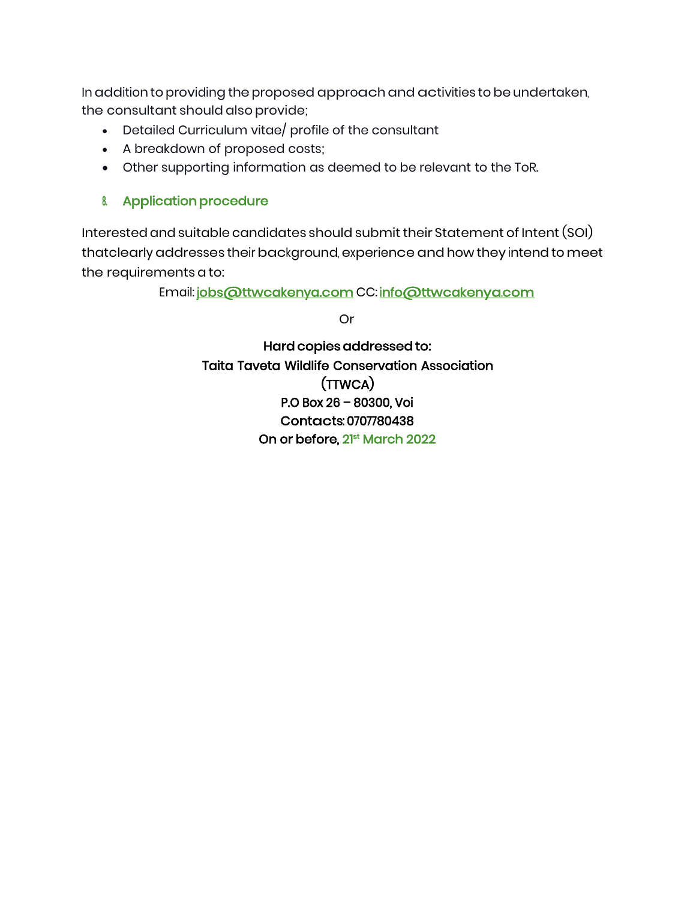In addition to providing the proposed approach and activities to be undertaken, the consultant should also provide;

- Detailed Curriculum vitae/ profile of the consultant
- A breakdown of proposed costs;
- Other supporting information as deemed to be relevant to the ToR.

## 8. Application procedure

Interested and suitable candidates should submit their Statement of Intent (SOI) thatclearly addresses their background, experience and how they intend to meet the requirements a to:

Email: jobs@ttwcakenya.com CC: info@ttwcakenya.com

Or

**Hard copies addressed to:**
**Taita Taveta Wildlife Conservation Association (TTWCA)**
**P.O Box 26 – 80300, Voi**
**Contacts: 0707780438**
**On or before, 21st March 2022**